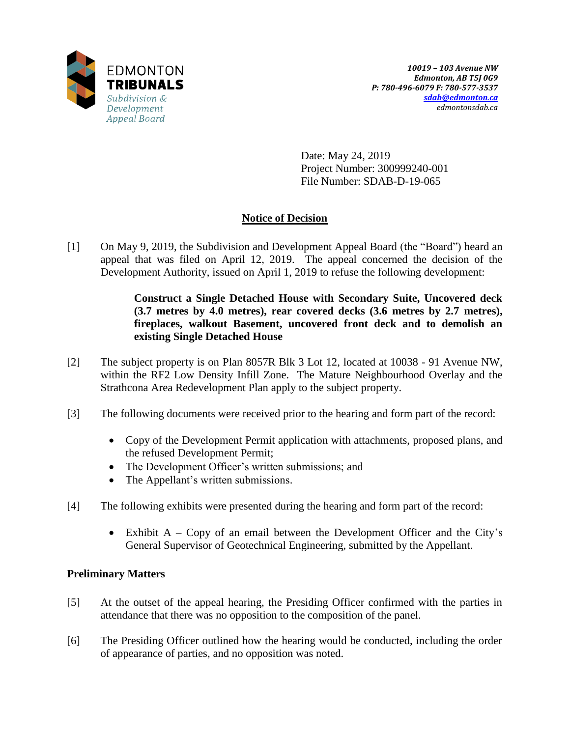EDMONTON
**TRIBUNALS**
*Subdivision & Development Appeal Board*

*10019 – 103 Avenue NW*
*Edmonton, AB T5J 0G9*
*P: 780-496-6079 F: 780-577-3537*
*sdab@edmonton.ca*
*edmontonsdab.ca*

Date: May 24, 2019
Project Number: 300999240-001
File Number: SDAB-D-19-065

## Notice of Decision

[1] On May 9, 2019, the Subdivision and Development Appeal Board (the "Board") heard an appeal that was filed on April 12, 2019. The appeal concerned the decision of the Development Authority, issued on April 1, 2019 to refuse the following development:

> **Construct a Single Detached House with Secondary Suite, Uncovered deck (3.7 metres by 4.0 metres), rear covered decks (3.6 metres by 2.7 metres), fireplaces, walkout Basement, uncovered front deck and to demolish an existing Single Detached House**

[2] The subject property is on Plan 8057R Blk 3 Lot 12, located at 10038 - 91 Avenue NW, within the RF2 Low Density Infill Zone. The Mature Neighbourhood Overlay and the Strathcona Area Redevelopment Plan apply to the subject property.

[3] The following documents were received prior to the hearing and form part of the record:

- Copy of the Development Permit application with attachments, proposed plans, and the refused Development Permit;
- The Development Officer's written submissions; and
- The Appellant's written submissions.

[4] The following exhibits were presented during the hearing and form part of the record:

- Exhibit A – Copy of an email between the Development Officer and the City's General Supervisor of Geotechnical Engineering, submitted by the Appellant.

### Preliminary Matters

[5] At the outset of the appeal hearing, the Presiding Officer confirmed with the parties in attendance that there was no opposition to the composition of the panel.

[6] The Presiding Officer outlined how the hearing would be conducted, including the order of appearance of parties, and no opposition was noted.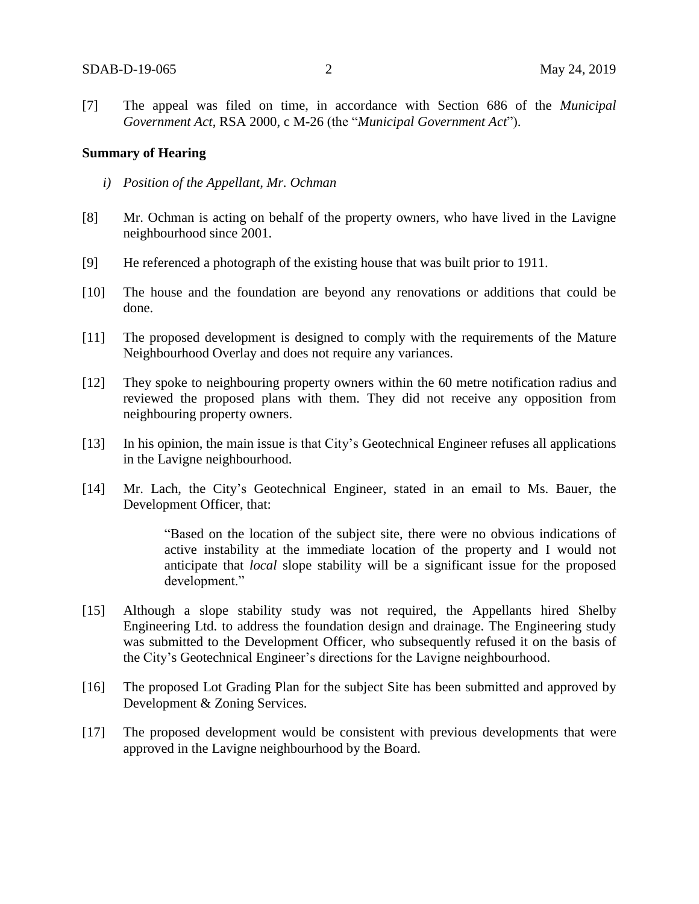[7] The appeal was filed on time, in accordance with Section 686 of the *Municipal Government Act*, RSA 2000, c M-26 (the "*Municipal Government Act*").

**Summary of Hearing**

*i) Position of the Appellant, Mr. Ochman*

[8] Mr. Ochman is acting on behalf of the property owners, who have lived in the Lavigne neighbourhood since 2001.

[9] He referenced a photograph of the existing house that was built prior to 1911.

[10] The house and the foundation are beyond any renovations or additions that could be done.

[11] The proposed development is designed to comply with the requirements of the Mature Neighbourhood Overlay and does not require any variances.

[12] They spoke to neighbouring property owners within the 60 metre notification radius and reviewed the proposed plans with them. They did not receive any opposition from neighbouring property owners.

[13] In his opinion, the main issue is that City's Geotechnical Engineer refuses all applications in the Lavigne neighbourhood.

[14] Mr. Lach, the City's Geotechnical Engineer, stated in an email to Ms. Bauer, the Development Officer, that:

> "Based on the location of the subject site, there were no obvious indications of active instability at the immediate location of the property and I would not anticipate that *local* slope stability will be a significant issue for the proposed development."

[15] Although a slope stability study was not required, the Appellants hired Shelby Engineering Ltd. to address the foundation design and drainage. The Engineering study was submitted to the Development Officer, who subsequently refused it on the basis of the City's Geotechnical Engineer's directions for the Lavigne neighbourhood.

[16] The proposed Lot Grading Plan for the subject Site has been submitted and approved by Development & Zoning Services.

[17] The proposed development would be consistent with previous developments that were approved in the Lavigne neighbourhood by the Board.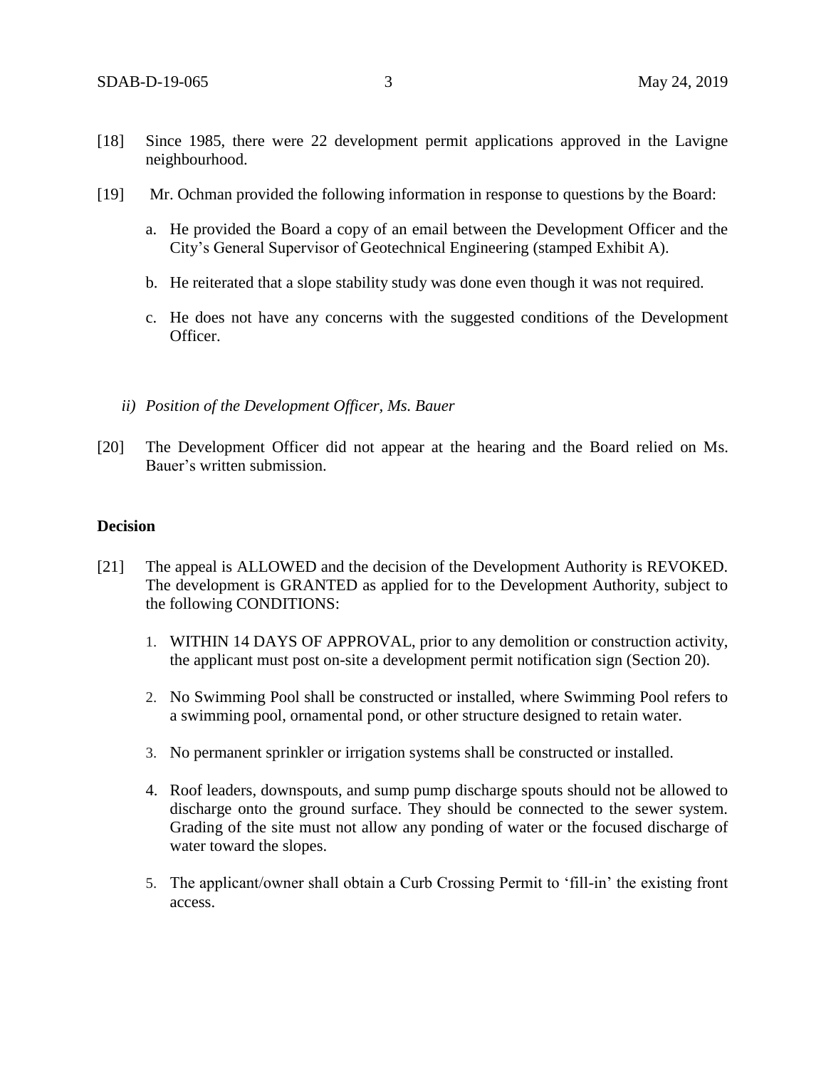[18] Since 1985, there were 22 development permit applications approved in the Lavigne neighbourhood.

[19] Mr. Ochman provided the following information in response to questions by the Board:

a. He provided the Board a copy of an email between the Development Officer and the City's General Supervisor of Geotechnical Engineering (stamped Exhibit A).

b. He reiterated that a slope stability study was done even though it was not required.

c. He does not have any concerns with the suggested conditions of the Development Officer.

*ii) Position of the Development Officer, Ms. Bauer*

[20] The Development Officer did not appear at the hearing and the Board relied on Ms. Bauer's written submission.

**Decision**

[21] The appeal is ALLOWED and the decision of the Development Authority is REVOKED. The development is GRANTED as applied for to the Development Authority, subject to the following CONDITIONS:

1. WITHIN 14 DAYS OF APPROVAL, prior to any demolition or construction activity, the applicant must post on-site a development permit notification sign (Section 20).
2. No Swimming Pool shall be constructed or installed, where Swimming Pool refers to a swimming pool, ornamental pond, or other structure designed to retain water.
3. No permanent sprinkler or irrigation systems shall be constructed or installed.
4. Roof leaders, downspouts, and sump pump discharge spouts should not be allowed to discharge onto the ground surface. They should be connected to the sewer system. Grading of the site must not allow any ponding of water or the focused discharge of water toward the slopes.
5. The applicant/owner shall obtain a Curb Crossing Permit to 'fill-in' the existing front access.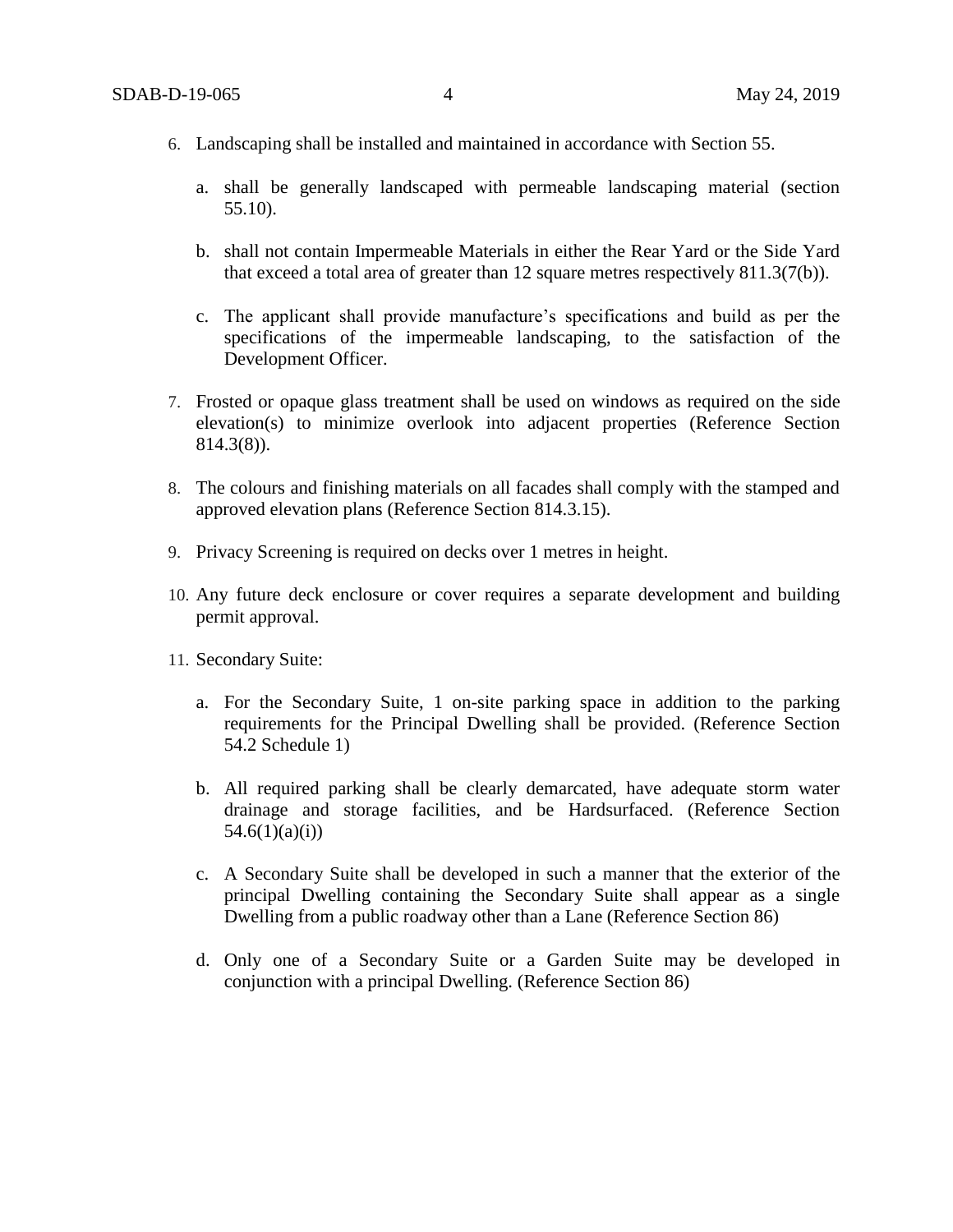6. Landscaping shall be installed and maintained in accordance with Section 55.

   a. shall be generally landscaped with permeable landscaping material (section 55.10).

   b. shall not contain Impermeable Materials in either the Rear Yard or the Side Yard that exceed a total area of greater than 12 square metres respectively 811.3(7(b)).

   c. The applicant shall provide manufacture's specifications and build as per the specifications of the impermeable landscaping, to the satisfaction of the Development Officer.

7. Frosted or opaque glass treatment shall be used on windows as required on the side elevation(s) to minimize overlook into adjacent properties (Reference Section 814.3(8)).

8. The colours and finishing materials on all facades shall comply with the stamped and approved elevation plans (Reference Section 814.3.15).

9. Privacy Screening is required on decks over 1 metres in height.

10. Any future deck enclosure or cover requires a separate development and building permit approval.

11. Secondary Suite:

    a. For the Secondary Suite, 1 on-site parking space in addition to the parking requirements for the Principal Dwelling shall be provided. (Reference Section 54.2 Schedule 1)

    b. All required parking shall be clearly demarcated, have adequate storm water drainage and storage facilities, and be Hardsurfaced. (Reference Section 54.6(1)(a)(i))

    c. A Secondary Suite shall be developed in such a manner that the exterior of the principal Dwelling containing the Secondary Suite shall appear as a single Dwelling from a public roadway other than a Lane (Reference Section 86)

    d. Only one of a Secondary Suite or a Garden Suite may be developed in conjunction with a principal Dwelling. (Reference Section 86)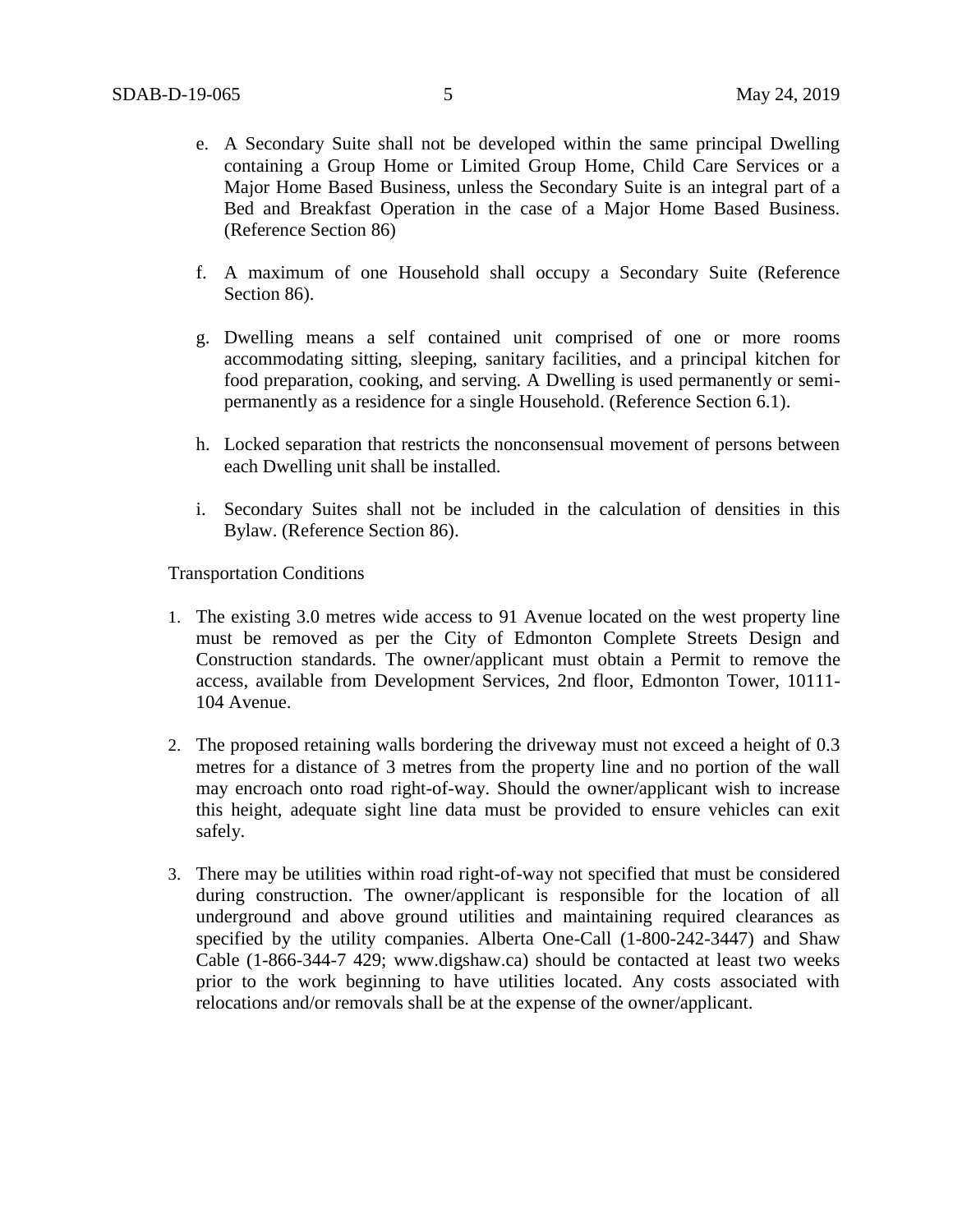e. A Secondary Suite shall not be developed within the same principal Dwelling containing a Group Home or Limited Group Home, Child Care Services or a Major Home Based Business, unless the Secondary Suite is an integral part of a Bed and Breakfast Operation in the case of a Major Home Based Business. (Reference Section 86)

f. A maximum of one Household shall occupy a Secondary Suite (Reference Section 86).

g. Dwelling means a self contained unit comprised of one or more rooms accommodating sitting, sleeping, sanitary facilities, and a principal kitchen for food preparation, cooking, and serving. A Dwelling is used permanently or semi-permanently as a residence for a single Household. (Reference Section 6.1).

h. Locked separation that restricts the nonconsensual movement of persons between each Dwelling unit shall be installed.

i. Secondary Suites shall not be included in the calculation of densities in this Bylaw. (Reference Section 86).

Transportation Conditions

1. The existing 3.0 metres wide access to 91 Avenue located on the west property line must be removed as per the City of Edmonton Complete Streets Design and Construction standards. The owner/applicant must obtain a Permit to remove the access, available from Development Services, 2nd floor, Edmonton Tower, 10111-104 Avenue.

2. The proposed retaining walls bordering the driveway must not exceed a height of 0.3 metres for a distance of 3 metres from the property line and no portion of the wall may encroach onto road right-of-way. Should the owner/applicant wish to increase this height, adequate sight line data must be provided to ensure vehicles can exit safely.

3. There may be utilities within road right-of-way not specified that must be considered during construction. The owner/applicant is responsible for the location of all underground and above ground utilities and maintaining required clearances as specified by the utility companies. Alberta One-Call (1-800-242-3447) and Shaw Cable (1-866-344-7 429; www.digshaw.ca) should be contacted at least two weeks prior to the work beginning to have utilities located. Any costs associated with relocations and/or removals shall be at the expense of the owner/applicant.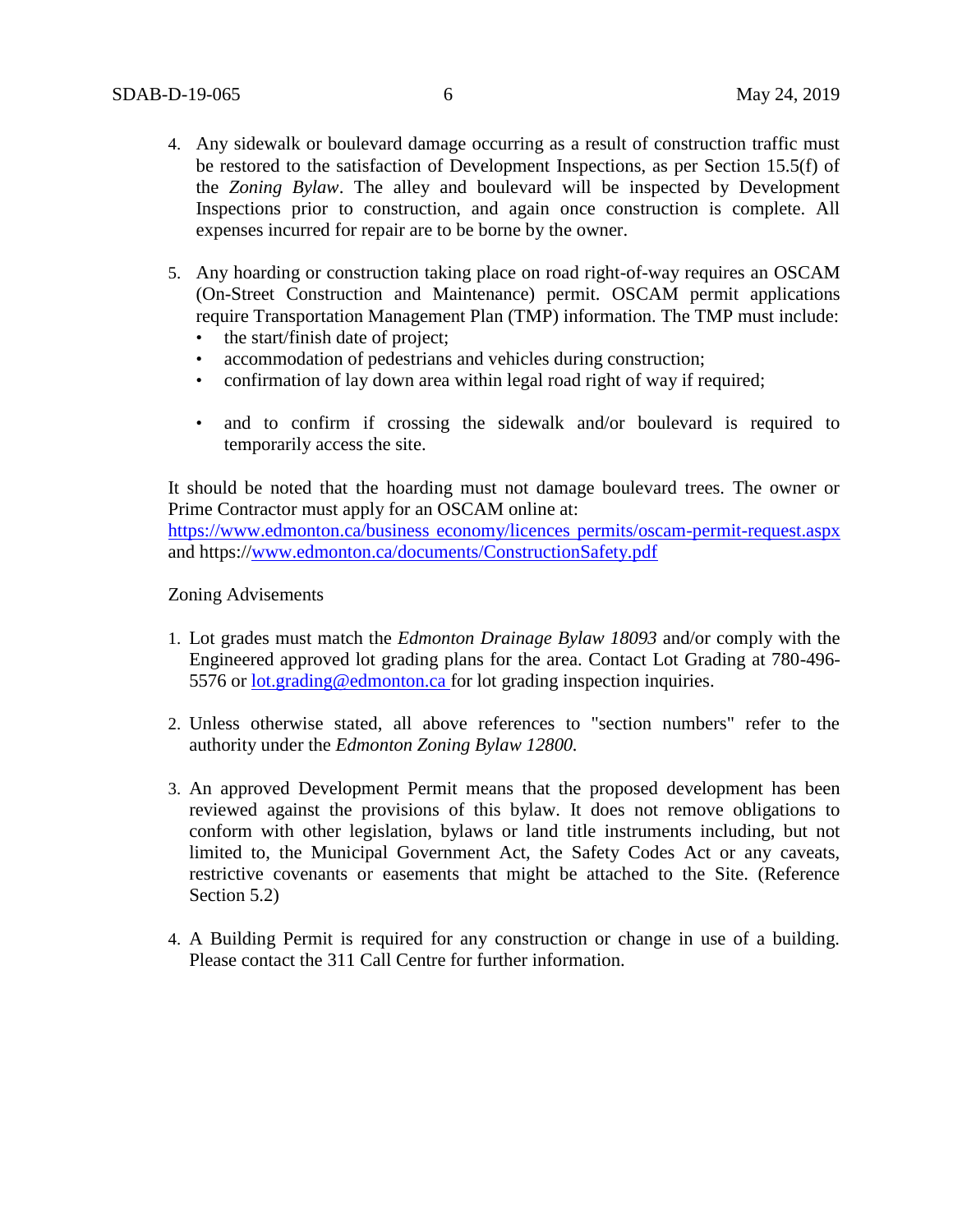4. Any sidewalk or boulevard damage occurring as a result of construction traffic must be restored to the satisfaction of Development Inspections, as per Section 15.5(f) of the *Zoning Bylaw*. The alley and boulevard will be inspected by Development Inspections prior to construction, and again once construction is complete. All expenses incurred for repair are to be borne by the owner.

5. Any hoarding or construction taking place on road right-of-way requires an OSCAM (On-Street Construction and Maintenance) permit. OSCAM permit applications require Transportation Management Plan (TMP) information. The TMP must include:
   - the start/finish date of project;
   - accommodation of pedestrians and vehicles during construction;
   - confirmation of lay down area within legal road right of way if required;
   - and to confirm if crossing the sidewalk and/or boulevard is required to temporarily access the site.

It should be noted that the hoarding must not damage boulevard trees. The owner or Prime Contractor must apply for an OSCAM online at: https://www.edmonton.ca/business_economy/licences_permits/oscam-permit-request.aspx and https://www.edmonton.ca/documents/ConstructionSafety.pdf

Zoning Advisements

1. Lot grades must match the *Edmonton Drainage Bylaw 18093* and/or comply with the Engineered approved lot grading plans for the area. Contact Lot Grading at 780-496-5576 or lot.grading@edmonton.ca for lot grading inspection inquiries.

2. Unless otherwise stated, all above references to "section numbers" refer to the authority under the *Edmonton Zoning Bylaw 12800.*

3. An approved Development Permit means that the proposed development has been reviewed against the provisions of this bylaw. It does not remove obligations to conform with other legislation, bylaws or land title instruments including, but not limited to, the Municipal Government Act, the Safety Codes Act or any caveats, restrictive covenants or easements that might be attached to the Site. (Reference Section 5.2)

4. A Building Permit is required for any construction or change in use of a building. Please contact the 311 Call Centre for further information.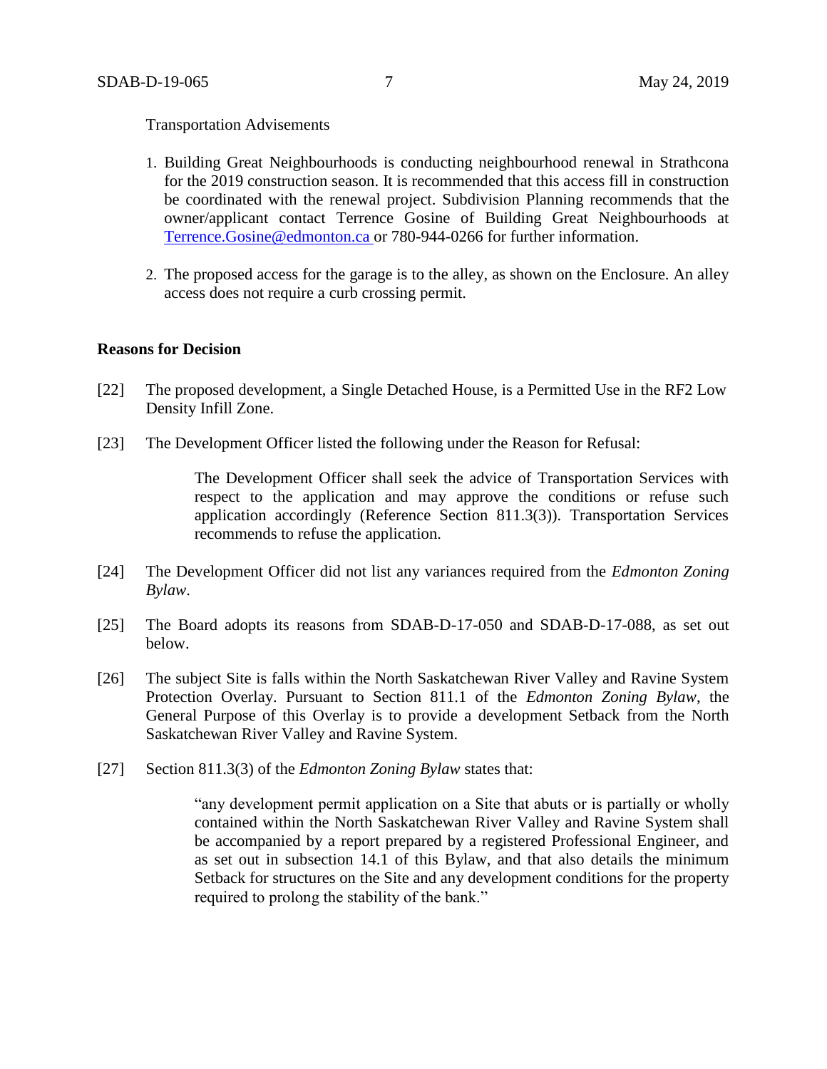Transportation Advisements

1. Building Great Neighbourhoods is conducting neighbourhood renewal in Strathcona for the 2019 construction season. It is recommended that this access fill in construction be coordinated with the renewal project. Subdivision Planning recommends that the owner/applicant contact Terrence Gosine of Building Great Neighbourhoods at Terrence.Gosine@edmonton.ca or 780-944-0266 for further information.

2. The proposed access for the garage is to the alley, as shown on the Enclosure. An alley access does not require a curb crossing permit.

**Reasons for Decision**

[22] The proposed development, a Single Detached House, is a Permitted Use in the RF2 Low Density Infill Zone.

[23] The Development Officer listed the following under the Reason for Refusal:

> The Development Officer shall seek the advice of Transportation Services with respect to the application and may approve the conditions or refuse such application accordingly (Reference Section 811.3(3)). Transportation Services recommends to refuse the application.

[24] The Development Officer did not list any variances required from the *Edmonton Zoning Bylaw*.

[25] The Board adopts its reasons from SDAB-D-17-050 and SDAB-D-17-088, as set out below.

[26] The subject Site is falls within the North Saskatchewan River Valley and Ravine System Protection Overlay. Pursuant to Section 811.1 of the *Edmonton Zoning Bylaw*, the General Purpose of this Overlay is to provide a development Setback from the North Saskatchewan River Valley and Ravine System.

[27] Section 811.3(3) of the *Edmonton Zoning Bylaw* states that:

> "any development permit application on a Site that abuts or is partially or wholly contained within the North Saskatchewan River Valley and Ravine System shall be accompanied by a report prepared by a registered Professional Engineer, and as set out in subsection 14.1 of this Bylaw, and that also details the minimum Setback for structures on the Site and any development conditions for the property required to prolong the stability of the bank."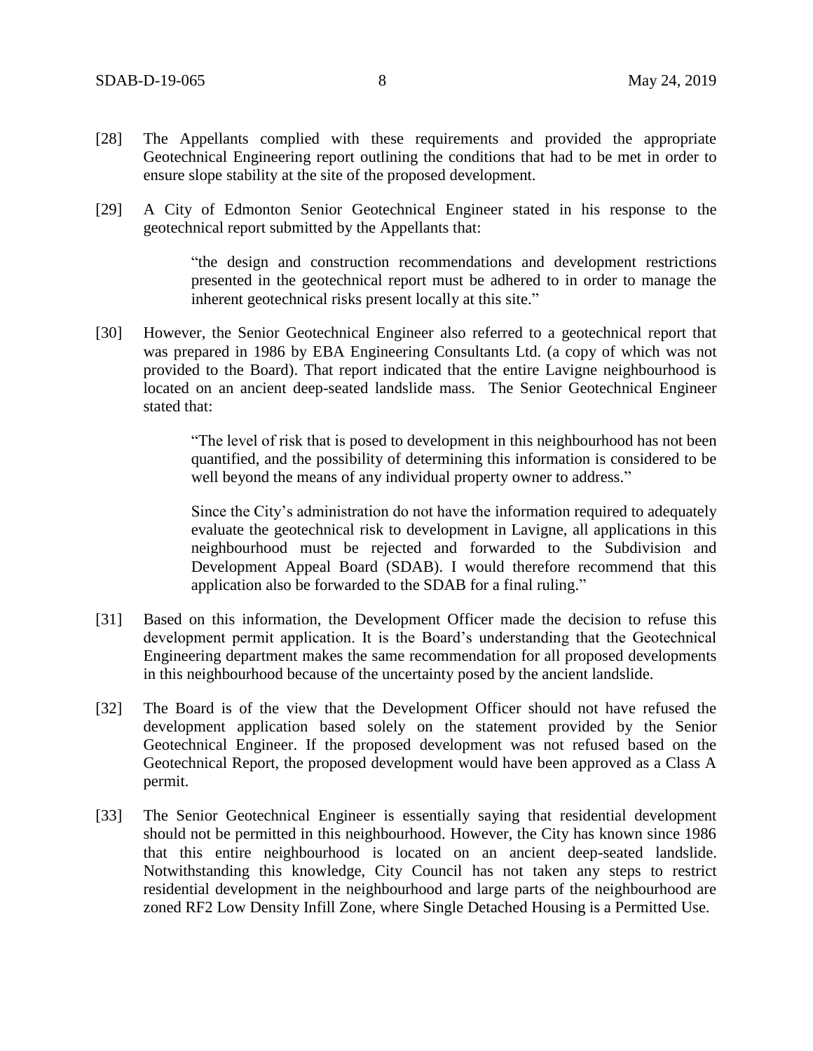[28] The Appellants complied with these requirements and provided the appropriate Geotechnical Engineering report outlining the conditions that had to be met in order to ensure slope stability at the site of the proposed development.

[29] A City of Edmonton Senior Geotechnical Engineer stated in his response to the geotechnical report submitted by the Appellants that:

> "the design and construction recommendations and development restrictions presented in the geotechnical report must be adhered to in order to manage the inherent geotechnical risks present locally at this site."

[30] However, the Senior Geotechnical Engineer also referred to a geotechnical report that was prepared in 1986 by EBA Engineering Consultants Ltd. (a copy of which was not provided to the Board). That report indicated that the entire Lavigne neighbourhood is located on an ancient deep-seated landslide mass. The Senior Geotechnical Engineer stated that:

> "The level of risk that is posed to development in this neighbourhood has not been quantified, and the possibility of determining this information is considered to be well beyond the means of any individual property owner to address."
>
> Since the City's administration do not have the information required to adequately evaluate the geotechnical risk to development in Lavigne, all applications in this neighbourhood must be rejected and forwarded to the Subdivision and Development Appeal Board (SDAB). I would therefore recommend that this application also be forwarded to the SDAB for a final ruling."

[31] Based on this information, the Development Officer made the decision to refuse this development permit application. It is the Board's understanding that the Geotechnical Engineering department makes the same recommendation for all proposed developments in this neighbourhood because of the uncertainty posed by the ancient landslide.

[32] The Board is of the view that the Development Officer should not have refused the development application based solely on the statement provided by the Senior Geotechnical Engineer. If the proposed development was not refused based on the Geotechnical Report, the proposed development would have been approved as a Class A permit.

[33] The Senior Geotechnical Engineer is essentially saying that residential development should not be permitted in this neighbourhood. However, the City has known since 1986 that this entire neighbourhood is located on an ancient deep-seated landslide. Notwithstanding this knowledge, City Council has not taken any steps to restrict residential development in the neighbourhood and large parts of the neighbourhood are zoned RF2 Low Density Infill Zone, where Single Detached Housing is a Permitted Use.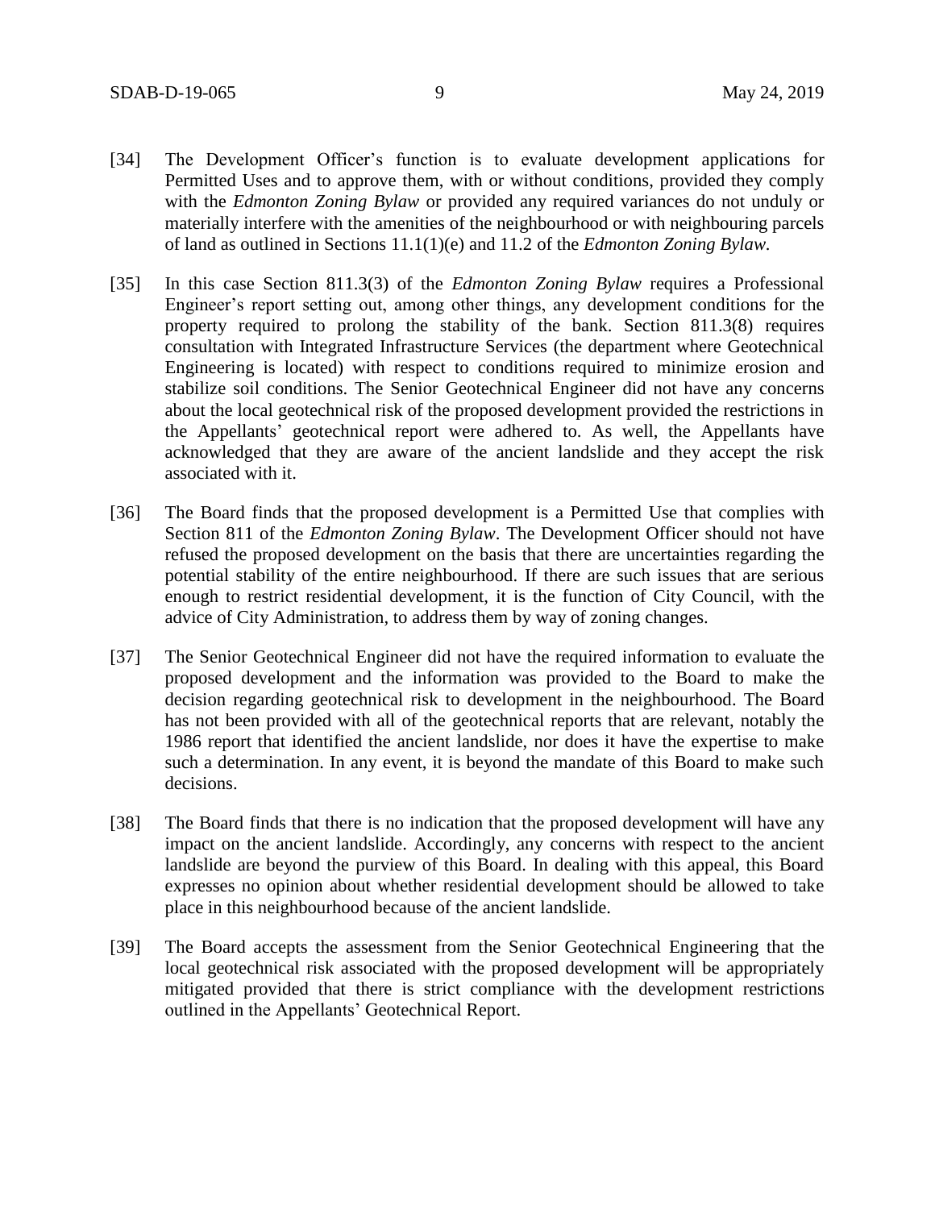[34] The Development Officer's function is to evaluate development applications for Permitted Uses and to approve them, with or without conditions, provided they comply with the *Edmonton Zoning Bylaw* or provided any required variances do not unduly or materially interfere with the amenities of the neighbourhood or with neighbouring parcels of land as outlined in Sections 11.1(1)(e) and 11.2 of the *Edmonton Zoning Bylaw*.

[35] In this case Section 811.3(3) of the *Edmonton Zoning Bylaw* requires a Professional Engineer's report setting out, among other things, any development conditions for the property required to prolong the stability of the bank. Section 811.3(8) requires consultation with Integrated Infrastructure Services (the department where Geotechnical Engineering is located) with respect to conditions required to minimize erosion and stabilize soil conditions. The Senior Geotechnical Engineer did not have any concerns about the local geotechnical risk of the proposed development provided the restrictions in the Appellants' geotechnical report were adhered to. As well, the Appellants have acknowledged that they are aware of the ancient landslide and they accept the risk associated with it.

[36] The Board finds that the proposed development is a Permitted Use that complies with Section 811 of the *Edmonton Zoning Bylaw*. The Development Officer should not have refused the proposed development on the basis that there are uncertainties regarding the potential stability of the entire neighbourhood. If there are such issues that are serious enough to restrict residential development, it is the function of City Council, with the advice of City Administration, to address them by way of zoning changes.

[37] The Senior Geotechnical Engineer did not have the required information to evaluate the proposed development and the information was provided to the Board to make the decision regarding geotechnical risk to development in the neighbourhood. The Board has not been provided with all of the geotechnical reports that are relevant, notably the 1986 report that identified the ancient landslide, nor does it have the expertise to make such a determination. In any event, it is beyond the mandate of this Board to make such decisions.

[38] The Board finds that there is no indication that the proposed development will have any impact on the ancient landslide. Accordingly, any concerns with respect to the ancient landslide are beyond the purview of this Board. In dealing with this appeal, this Board expresses no opinion about whether residential development should be allowed to take place in this neighbourhood because of the ancient landslide.

[39] The Board accepts the assessment from the Senior Geotechnical Engineering that the local geotechnical risk associated with the proposed development will be appropriately mitigated provided that there is strict compliance with the development restrictions outlined in the Appellants' Geotechnical Report.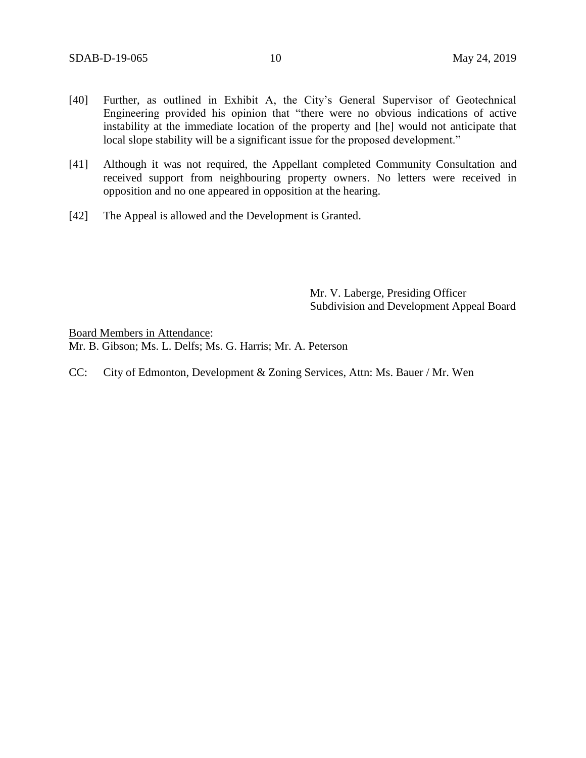[40] Further, as outlined in Exhibit A, the City's General Supervisor of Geotechnical Engineering provided his opinion that "there were no obvious indications of active instability at the immediate location of the property and [he] would not anticipate that local slope stability will be a significant issue for the proposed development."

[41] Although it was not required, the Appellant completed Community Consultation and received support from neighbouring property owners. No letters were received in opposition and no one appeared in opposition at the hearing.

[42] The Appeal is allowed and the Development is Granted.

Mr. V. Laberge, Presiding Officer
Subdivision and Development Appeal Board

Board Members in Attendance:
Mr. B. Gibson; Ms. L. Delfs; Ms. G. Harris; Mr. A. Peterson

CC: City of Edmonton, Development & Zoning Services, Attn: Ms. Bauer / Mr. Wen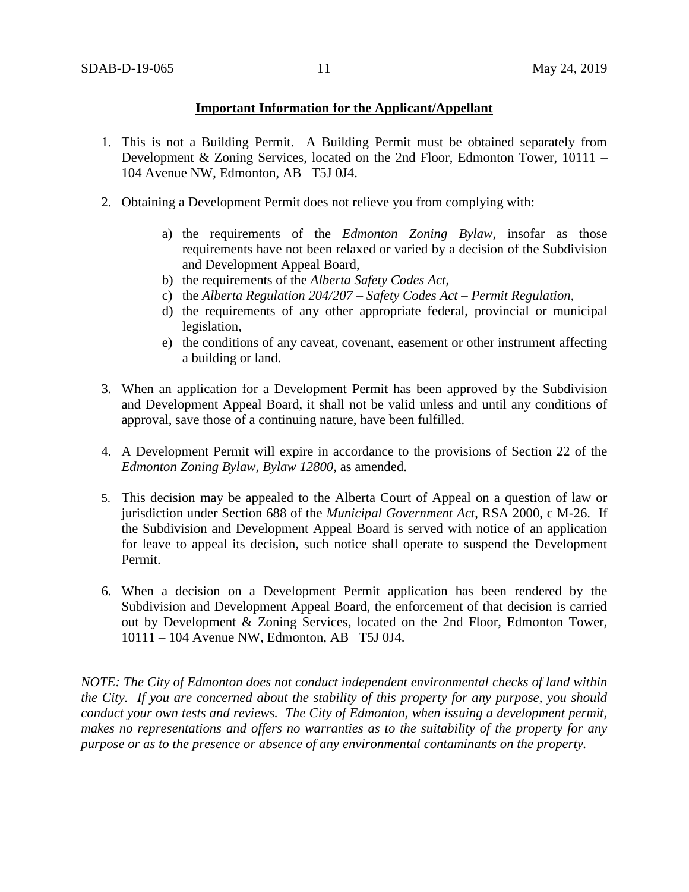**Important Information for the Applicant/Appellant**

1. This is not a Building Permit. A Building Permit must be obtained separately from Development & Zoning Services, located on the 2nd Floor, Edmonton Tower, 10111 – 104 Avenue NW, Edmonton, AB T5J 0J4.

2. Obtaining a Development Permit does not relieve you from complying with:

   a) the requirements of the *Edmonton Zoning Bylaw*, insofar as those requirements have not been relaxed or varied by a decision of the Subdivision and Development Appeal Board,
   b) the requirements of the *Alberta Safety Codes Act*,
   c) the *Alberta Regulation 204/207 – Safety Codes Act – Permit Regulation*,
   d) the requirements of any other appropriate federal, provincial or municipal legislation,
   e) the conditions of any caveat, covenant, easement or other instrument affecting a building or land.

3. When an application for a Development Permit has been approved by the Subdivision and Development Appeal Board, it shall not be valid unless and until any conditions of approval, save those of a continuing nature, have been fulfilled.

4. A Development Permit will expire in accordance to the provisions of Section 22 of the *Edmonton Zoning Bylaw, Bylaw 12800*, as amended.

5. This decision may be appealed to the Alberta Court of Appeal on a question of law or jurisdiction under Section 688 of the *Municipal Government Act*, RSA 2000, c M-26. If the Subdivision and Development Appeal Board is served with notice of an application for leave to appeal its decision, such notice shall operate to suspend the Development Permit.

6. When a decision on a Development Permit application has been rendered by the Subdivision and Development Appeal Board, the enforcement of that decision is carried out by Development & Zoning Services, located on the 2nd Floor, Edmonton Tower, 10111 – 104 Avenue NW, Edmonton, AB T5J 0J4.

*NOTE: The City of Edmonton does not conduct independent environmental checks of land within the City. If you are concerned about the stability of this property for any purpose, you should conduct your own tests and reviews. The City of Edmonton, when issuing a development permit, makes no representations and offers no warranties as to the suitability of the property for any purpose or as to the presence or absence of any environmental contaminants on the property.*